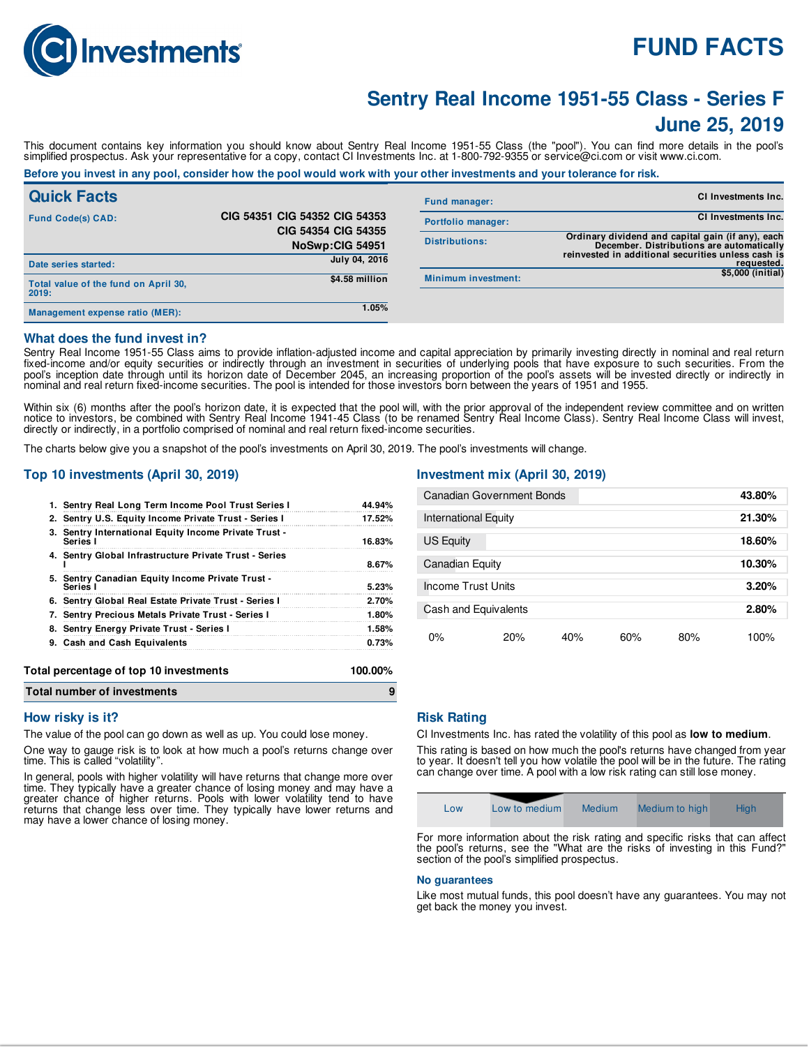# FUND FACTS

## Sentry Real Income 1951-55 Class - Series F
## June 25, 2019

This document contains key information you should know about Sentry Real Income 1951-55 Class (the "pool"). You can find more details in the pool's simplified prospectus. Ask your representative for a copy, contact CI Investments Inc. at 1-800-792-9355 or service@ci.com or visit www.ci.com.

**Before you invest in any pool, consider how the pool would work with your other investments and your tolerance for risk.**

## Quick Facts

| | |
|---|---|
| Fund Code(s) CAD: | CIG 54351 CIG 54352 CIG 54353 CIG 54354 CIG 54355 NoSwp:CIG 54951 |
| Date series started: | July 04, 2016 |
| Total value of the fund on April 30, 2019: | $4.58 million |
| Management expense ratio (MER): | 1.05% |

| | |
|---|---|
| Fund manager: | CI Investments Inc. |
| Portfolio manager: | CI Investments Inc. |
| Distributions: | Ordinary dividend and capital gain (if any), each December. Distributions are automatically reinvested in additional securities unless cash is requested. |
| Minimum investment: | $5,000 (initial) |

## What does the fund invest in?

Sentry Real Income 1951-55 Class aims to provide inflation-adjusted income and capital appreciation by primarily investing directly in nominal and real return fixed-income and/or equity securities or indirectly through an investment in securities of underlying pools that have exposure to such securities. From the pool's inception date through until its horizon date of December 2045, an increasing proportion of the pool's assets will be invested directly or indirectly in nominal and real return fixed-income securities. The pool is intended for those investors born between the years of 1951 and 1955.

Within six (6) months after the pool's horizon date, it is expected that the pool will, with the prior approval of the independent review committee and on written notice to investors, be combined with Sentry Real Income 1941-45 Class (to be renamed Sentry Real Income Class). Sentry Real Income Class will invest, directly or indirectly, in a portfolio comprised of nominal and real return fixed-income securities.

The charts below give you a snapshot of the pool's investments on April 30, 2019. The pool's investments will change.

### Top 10 investments (April 30, 2019)

| | |
|---|---|
| 1. Sentry Real Long Term Income Pool Trust Series I | 44.94% |
| 2. Sentry U.S. Equity Income Private Trust - Series I | 17.52% |
| 3. Sentry International Equity Income Private Trust - Series I | 16.83% |
| 4. Sentry Global Infrastructure Private Trust - Series I | 8.67% |
| 5. Sentry Canadian Equity Income Private Trust - Series I | 5.23% |
| 6. Sentry Global Real Estate Private Trust - Series I | 2.70% |
| 7. Sentry Precious Metals Private Trust - Series I | 1.80% |
| 8. Sentry Energy Private Trust - Series I | 1.58% |
| 9. Cash and Cash Equivalents | 0.73% |
| **Total percentage of top 10 investments** | **100.00%** |
| **Total number of investments** | **9** |

### Investment mix (April 30, 2019)

| | |
|---|---|
| Canadian Government Bonds | 43.80% |
| International Equity | 21.30% |
| US Equity | 18.60% |
| Canadian Equity | 10.30% |
| Income Trust Units | 3.20% |
| Cash and Equivalents | 2.80% |

## How risky is it?

The value of the pool can go down as well as up. You could lose money.

One way to gauge risk is to look at how much a pool's returns change over time. This is called "volatility".

In general, pools with higher volatility will have returns that change more over time. They typically have a greater chance of losing money and may have a greater chance of higher returns. Pools with lower volatility tend to have returns that change less over time. They typically have lower returns and may have a lower chance of losing money.

## Risk Rating

CI Investments Inc. has rated the volatility of this pool as **low to medium**.

This rating is based on how much the pool's returns have changed from year to year. It doesn't tell you how volatile the pool will be in the future. The rating can change over time. A pool with a low risk rating can still lose money.

| Low | Low to medium | Medium | Medium to high | High |
|---|---|---|---|---|

For more information about the risk rating and specific risks that can affect the pool's returns, see the "What are the risks of investing in this Fund?" section of the pool's simplified prospectus.

### No guarantees

Like most mutual funds, this pool doesn't have any guarantees. You may not get back the money you invest.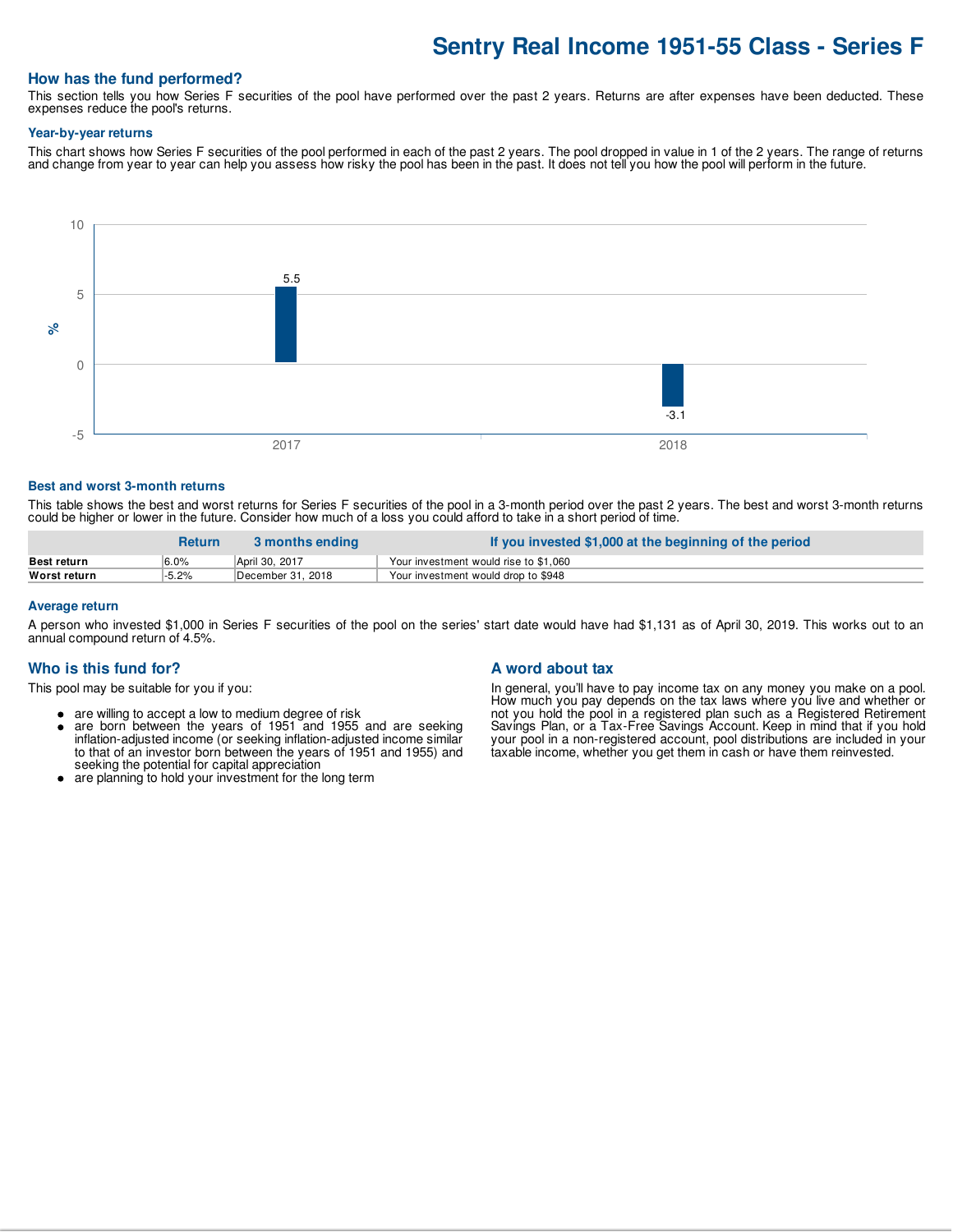# Sentry Real Income 1951-55 Class - Series F

## How has the fund performed?

This section tells you how Series F securities of the pool have performed over the past 2 years. Returns are after expenses have been deducted. These expenses reduce the pool's returns.

### Year-by-year returns

This chart shows how Series F securities of the pool performed in each of the past 2 years. The pool dropped in value in 1 of the 2 years. The range of returns and change from year to year can help you assess how risky the pool has been in the past. It does not tell you how the pool will perform in the future.

| Year | % |
|---|---|
| 2017 | 5.5 |
| 2018 | -3.1 |

### Best and worst 3-month returns

This table shows the best and worst returns for Series F securities of the pool in a 3-month period over the past 2 years. The best and worst 3-month returns could be higher or lower in the future. Consider how much of a loss you could afford to take in a short period of time.

| | Return | 3 months ending | If you invested $1,000 at the beginning of the period |
|---|---|---|---|
| **Best return** | 6.0% | April 30, 2017 | Your investment would rise to $1,060 |
| **Worst return** | -5.2% | December 31, 2018 | Your investment would drop to $948 |

### Average return

A person who invested $1,000 in Series F securities of the pool on the series' start date would have had $1,131 as of April 30, 2019. This works out to an annual compound return of 4.5%.

## Who is this fund for?

This pool may be suitable for you if you:

- are willing to accept a low to medium degree of risk
- are born between the years of 1951 and 1955 and are seeking inflation-adjusted income (or seeking inflation-adjusted income similar to that of an investor born between the years of 1951 and 1955) and seeking the potential for capital appreciation
- are planning to hold your investment for the long term

## A word about tax

In general, you'll have to pay income tax on any money you make on a pool. How much you pay depends on the tax laws where you live and whether or not you hold the pool in a registered plan such as a Registered Retirement Savings Plan, or a Tax-Free Savings Account. Keep in mind that if you hold your pool in a non-registered account, pool distributions are included in your taxable income, whether you get them in cash or have them reinvested.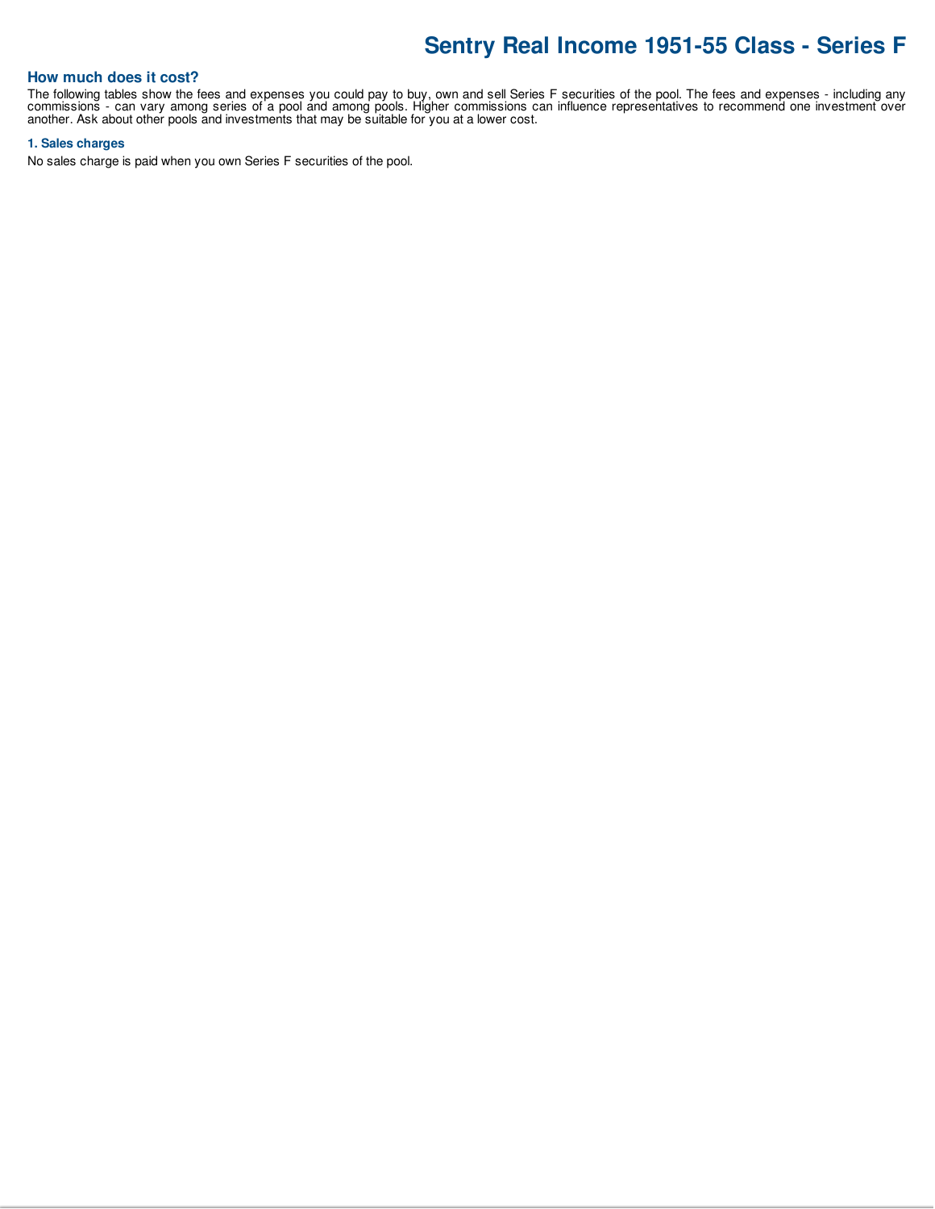# Sentry Real Income 1951-55 Class - Series F

## How much does it cost?

The following tables show the fees and expenses you could pay to buy, own and sell Series F securities of the pool. The fees and expenses - including any commissions - can vary among series of a pool and among pools. Higher commissions can influence representatives to recommend one investment over another. Ask about other pools and investments that may be suitable for you at a lower cost.

### 1. Sales charges

No sales charge is paid when you own Series F securities of the pool.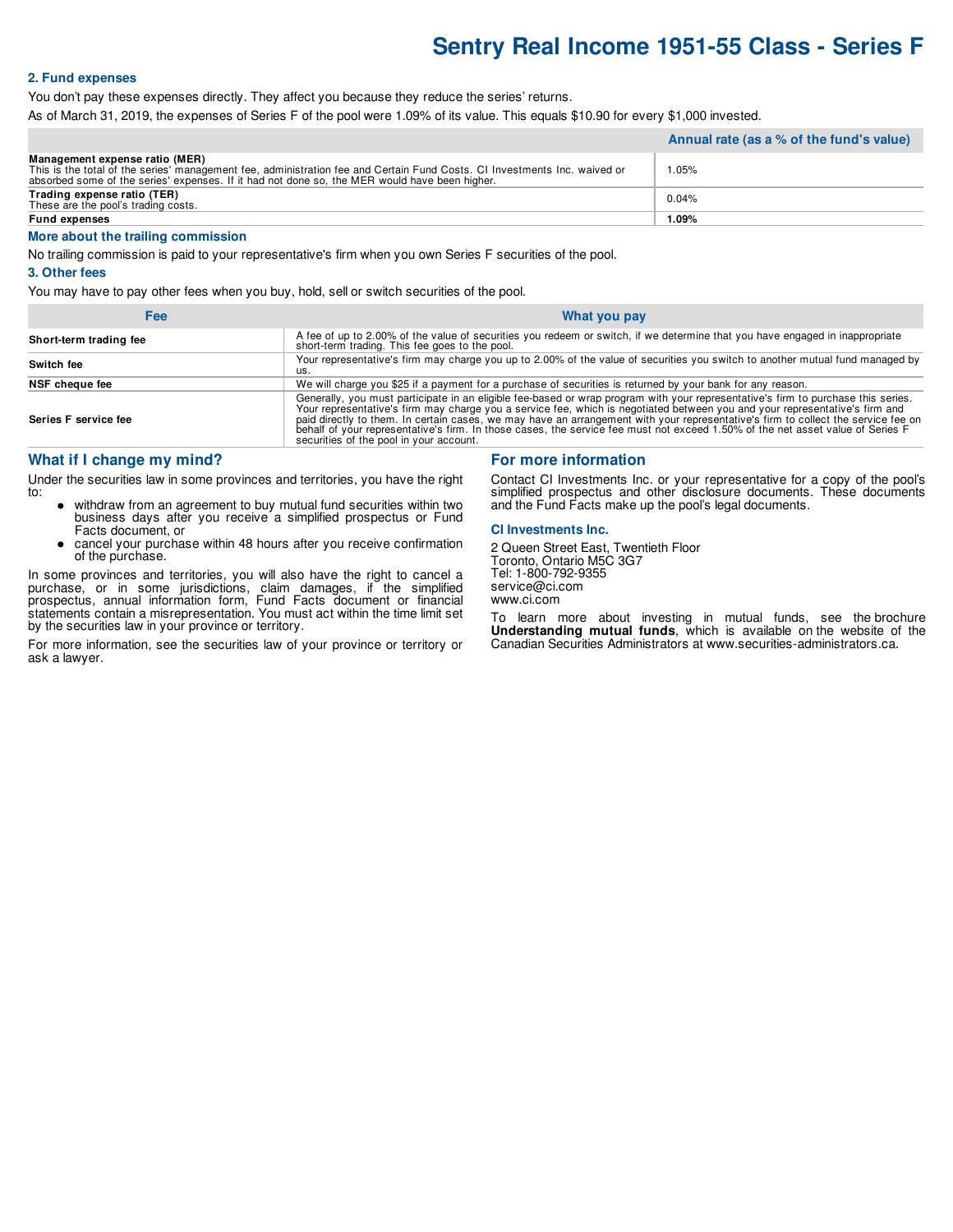# Sentry Real Income 1951-55 Class - Series F

### 2. Fund expenses

You don't pay these expenses directly. They affect you because they reduce the series' returns.

As of March 31, 2019, the expenses of Series F of the pool were 1.09% of its value. This equals $10.90 for every $1,000 invested.

| | Annual rate (as a % of the fund's value) |
|---|---|
| **Management expense ratio (MER)**<br>This is the total of the series' management fee, administration fee and Certain Fund Costs. CI Investments Inc. waived or absorbed some of the series' expenses. If it had not done so, the MER would have been higher. | 1.05% |
| **Trading expense ratio (TER)**<br>These are the pool's trading costs. | 0.04% |
| **Fund expenses** | **1.09%** |

### More about the trailing commission

No trailing commission is paid to your representative's firm when you own Series F securities of the pool.

### 3. Other fees

You may have to pay other fees when you buy, hold, sell or switch securities of the pool.

| Fee | What you pay |
|---|---|
| **Short-term trading fee** | A fee of up to 2.00% of the value of securities you redeem or switch, if we determine that you have engaged in inappropriate short-term trading. This fee goes to the pool. |
| **Switch fee** | Your representative's firm may charge you up to 2.00% of the value of securities you switch to another mutual fund managed by us. |
| **NSF cheque fee** | We will charge you $25 if a payment for a purchase of securities is returned by your bank for any reason. |
| **Series F service fee** | Generally, you must participate in an eligible fee-based or wrap program with your representative's firm to purchase this series. Your representative's firm may charge you a service fee, which is negotiated between you and your representative's firm and paid directly to them. In certain cases, we may have an arrangement with your representative's firm to collect the service fee on behalf of your representative's firm. In those cases, the service fee must not exceed 1.50% of the net asset value of Series F securities of the pool in your account. |

## What if I change my mind?

Under the securities law in some provinces and territories, you have the right to:

- withdraw from an agreement to buy mutual fund securities within two business days after you receive a simplified prospectus or Fund Facts document, or
- cancel your purchase within 48 hours after you receive confirmation of the purchase.

In some provinces and territories, you will also have the right to cancel a purchase, or in some jurisdictions, claim damages, if the simplified prospectus, annual information form, Fund Facts document or financial statements contain a misrepresentation. You must act within the time limit set by the securities law in your province or territory.

For more information, see the securities law of your province or territory or ask a lawyer.

## For more information

Contact CI Investments Inc. or your representative for a copy of the pool's simplified prospectus and other disclosure documents. These documents and the Fund Facts make up the pool's legal documents.

### CI Investments Inc.

2 Queen Street East, Twentieth Floor
Toronto, Ontario M5C 3G7
Tel: 1-800-792-9355
service@ci.com
www.ci.com

To learn more about investing in mutual funds, see the brochure **Understanding mutual funds**, which is available on the website of the Canadian Securities Administrators at www.securities-administrators.ca.